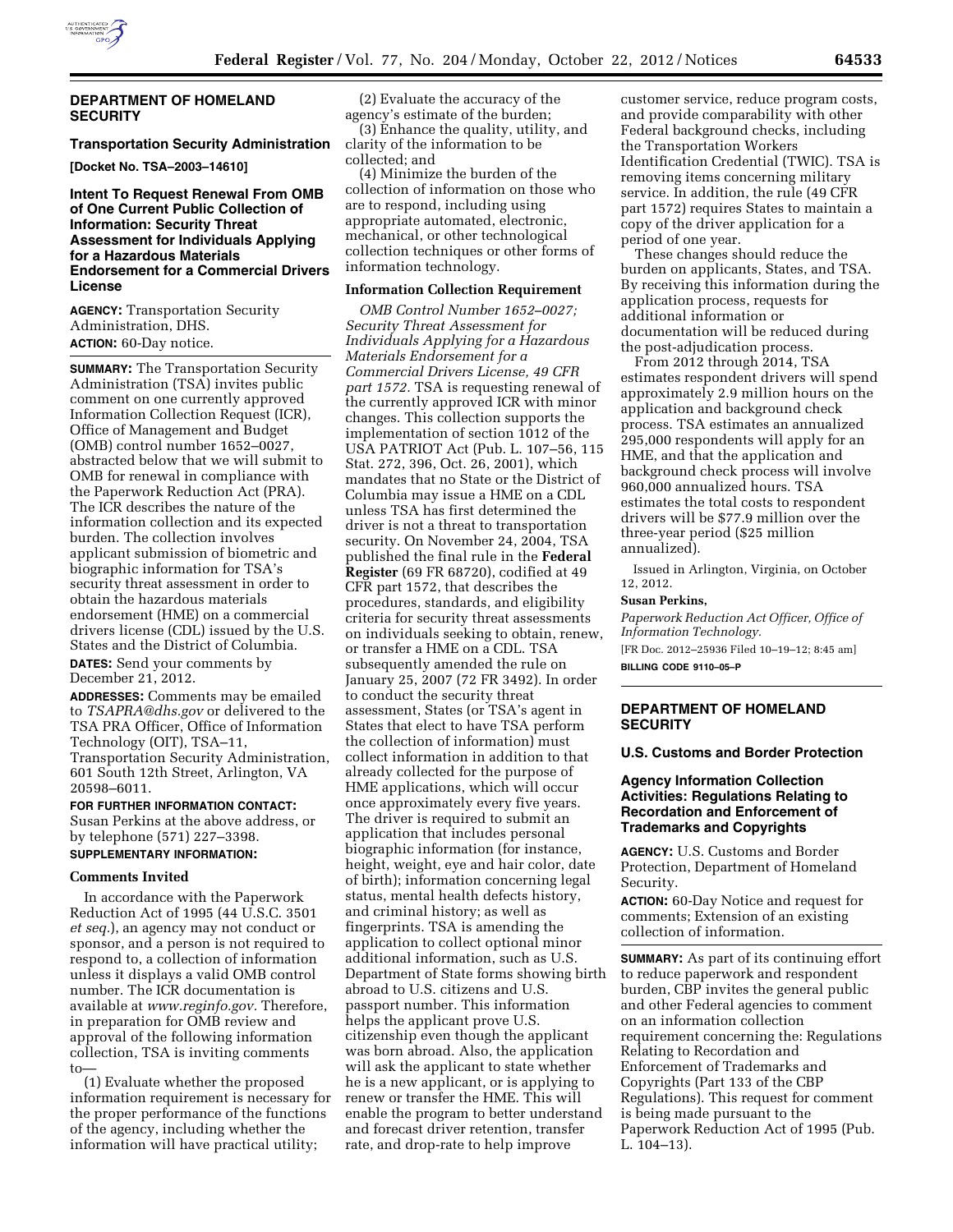## DEPARTMENT OF HOMELAND SECURITY

### Transportation Security Administration

**[Docket No. TSA–2003–14610]**

### Intent To Request Renewal From OMB of One Current Public Collection of Information: Security Threat Assessment for Individuals Applying for a Hazardous Materials Endorsement for a Commercial Drivers License

**AGENCY:** Transportation Security Administration, DHS.

**ACTION:** 60-Day notice.

**SUMMARY:** The Transportation Security Administration (TSA) invites public comment on one currently approved Information Collection Request (ICR), Office of Management and Budget (OMB) control number 1652–0027, abstracted below that we will submit to OMB for renewal in compliance with the Paperwork Reduction Act (PRA). The ICR describes the nature of the information collection and its expected burden. The collection involves applicant submission of biometric and biographic information for TSA's security threat assessment in order to obtain the hazardous materials endorsement (HME) on a commercial drivers license (CDL) issued by the U.S. States and the District of Columbia.

**DATES:** Send your comments by December 21, 2012.

**ADDRESSES:** Comments may be emailed to *TSAPRA@dhs.gov* or delivered to the TSA PRA Officer, Office of Information Technology (OIT), TSA–11, Transportation Security Administration, 601 South 12th Street, Arlington, VA 20598–6011.

**FOR FURTHER INFORMATION CONTACT:** Susan Perkins at the above address, or by telephone (571) 227–3398.

**SUPPLEMENTARY INFORMATION:**

#### Comments Invited

In accordance with the Paperwork Reduction Act of 1995 (44 U.S.C. 3501 *et seq.*), an agency may not conduct or sponsor, and a person is not required to respond to, a collection of information unless it displays a valid OMB control number. The ICR documentation is available at *www.reginfo.gov.* Therefore, in preparation for OMB review and approval of the following information collection, TSA is inviting comments to—

(1) Evaluate whether the proposed information requirement is necessary for the proper performance of the functions of the agency, including whether the information will have practical utility;

(2) Evaluate the accuracy of the agency's estimate of the burden;

(3) Enhance the quality, utility, and clarity of the information to be collected; and

(4) Minimize the burden of the collection of information on those who are to respond, including using appropriate automated, electronic, mechanical, or other technological collection techniques or other forms of information technology.

#### Information Collection Requirement

*OMB Control Number 1652–0027; Security Threat Assessment for Individuals Applying for a Hazardous Materials Endorsement for a Commercial Drivers License, 49 CFR part 1572.* TSA is requesting renewal of the currently approved ICR with minor changes. This collection supports the implementation of section 1012 of the USA PATRIOT Act (Pub. L. 107–56, 115 Stat. 272, 396, Oct. 26, 2001), which mandates that no State or the District of Columbia may issue a HME on a CDL unless TSA has first determined the driver is not a threat to transportation security. On November 24, 2004, TSA published the final rule in the **Federal Register** (69 FR 68720), codified at 49 CFR part 1572, that describes the procedures, standards, and eligibility criteria for security threat assessments on individuals seeking to obtain, renew, or transfer a HME on a CDL. TSA subsequently amended the rule on January 25, 2007 (72 FR 3492). In order to conduct the security threat assessment, States (or TSA's agent in States that elect to have TSA perform the collection of information) must collect information in addition to that already collected for the purpose of HME applications, which will occur once approximately every five years. The driver is required to submit an application that includes personal biographic information (for instance, height, weight, eye and hair color, date of birth); information concerning legal status, mental health defects history, and criminal history; as well as fingerprints. TSA is amending the application to collect optional minor additional information, such as U.S. Department of State forms showing birth abroad to U.S. citizens and U.S. passport number. This information helps the applicant prove U.S. citizenship even though the applicant was born abroad. Also, the application will ask the applicant to state whether he is a new applicant, or is applying to renew or transfer the HME. This will enable the program to better understand and forecast driver retention, transfer rate, and drop-rate to help improve customer service, reduce program costs, and provide comparability with other Federal background checks, including the Transportation Workers Identification Credential (TWIC). TSA is removing items concerning military service. In addition, the rule (49 CFR part 1572) requires States to maintain a copy of the driver application for a period of one year.

These changes should reduce the burden on applicants, States, and TSA. By receiving this information during the application process, requests for additional information or documentation will be reduced during the post-adjudication process.

From 2012 through 2014, TSA estimates respondent drivers will spend approximately 2.9 million hours on the application and background check process. TSA estimates an annualized 295,000 respondents will apply for an HME, and that the application and background check process will involve 960,000 annualized hours. TSA estimates the total costs to respondent drivers will be $77.9 million over the three-year period ($25 million annualized).

Issued in Arlington, Virginia, on October 12, 2012.

**Susan Perkins,**

*Paperwork Reduction Act Officer, Office of Information Technology.*

[FR Doc. 2012–25936 Filed 10–19–12; 8:45 am]

**BILLING CODE 9110–05–P**

## DEPARTMENT OF HOMELAND SECURITY

### U.S. Customs and Border Protection

### Agency Information Collection Activities: Regulations Relating to Recordation and Enforcement of Trademarks and Copyrights

**AGENCY:** U.S. Customs and Border Protection, Department of Homeland Security.

**ACTION:** 60-Day Notice and request for comments; Extension of an existing collection of information.

**SUMMARY:** As part of its continuing effort to reduce paperwork and respondent burden, CBP invites the general public and other Federal agencies to comment on an information collection requirement concerning the: Regulations Relating to Recordation and Enforcement of Trademarks and Copyrights (Part 133 of the CBP Regulations). This request for comment is being made pursuant to the Paperwork Reduction Act of 1995 (Pub. L. 104–13).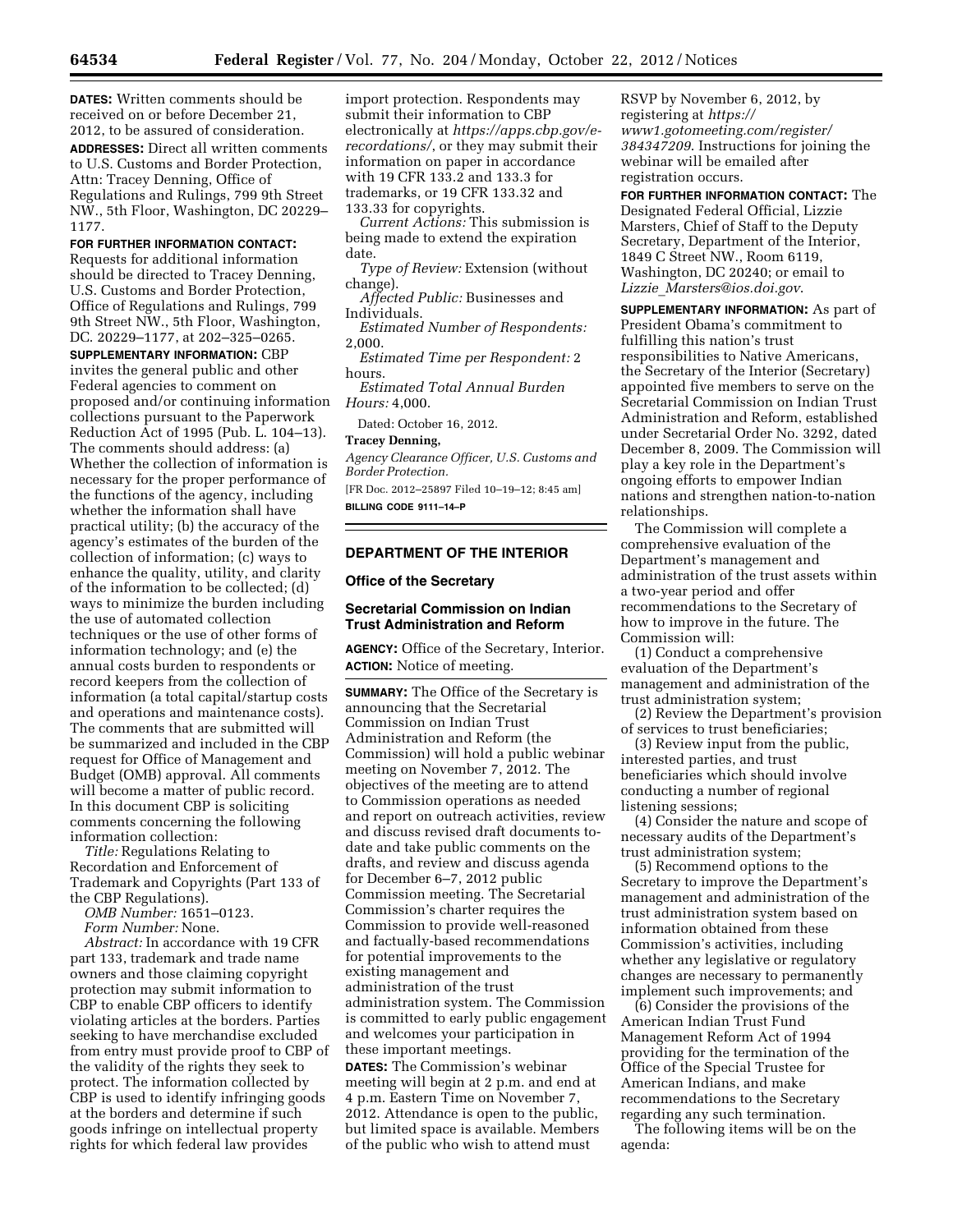**DATES:** Written comments should be received on or before December 21, 2012, to be assured of consideration.

**ADDRESSES:** Direct all written comments to U.S. Customs and Border Protection, Attn: Tracey Denning, Office of Regulations and Rulings, 799 9th Street NW., 5th Floor, Washington, DC 20229–1177.

**FOR FURTHER INFORMATION CONTACT:** Requests for additional information should be directed to Tracey Denning, U.S. Customs and Border Protection, Office of Regulations and Rulings, 799 9th Street NW., 5th Floor, Washington, DC. 20229–1177, at 202–325–0265.

**SUPPLEMENTARY INFORMATION:** CBP invites the general public and other Federal agencies to comment on proposed and/or continuing information collections pursuant to the Paperwork Reduction Act of 1995 (Pub. L. 104–13). The comments should address: (a) Whether the collection of information is necessary for the proper performance of the functions of the agency, including whether the information shall have practical utility; (b) the accuracy of the agency's estimates of the burden of the collection of information; (c) ways to enhance the quality, utility, and clarity of the information to be collected; (d) ways to minimize the burden including the use of automated collection techniques or the use of other forms of information technology; and (e) the annual costs burden to respondents or record keepers from the collection of information (a total capital/startup costs and operations and maintenance costs). The comments that are submitted will be summarized and included in the CBP request for Office of Management and Budget (OMB) approval. All comments will become a matter of public record. In this document CBP is soliciting comments concerning the following information collection:

*Title:* Regulations Relating to Recordation and Enforcement of Trademark and Copyrights (Part 133 of the CBP Regulations).

*OMB Number:* 1651–0123.

*Form Number:* None.

*Abstract:* In accordance with 19 CFR part 133, trademark and trade name owners and those claiming copyright protection may submit information to CBP to enable CBP officers to identify violating articles at the borders. Parties seeking to have merchandise excluded from entry must provide proof to CBP of the validity of the rights they seek to protect. The information collected by CBP is used to identify infringing goods at the borders and determine if such goods infringe on intellectual property rights for which federal law provides import protection. Respondents may submit their information to CBP electronically at *https://apps.cbp.gov/e-recordations/*, or they may submit their information on paper in accordance with 19 CFR 133.2 and 133.3 for trademarks, or 19 CFR 133.32 and 133.33 for copyrights.

*Current Actions:* This submission is being made to extend the expiration date.

*Type of Review:* Extension (without change).

*Affected Public:* Businesses and Individuals.

*Estimated Number of Respondents:* 2,000.

*Estimated Time per Respondent:* 2 hours.

*Estimated Total Annual Burden Hours:* 4,000.

Dated: October 16, 2012.

**Tracey Denning,**

*Agency Clearance Officer, U.S. Customs and Border Protection.*

[FR Doc. 2012–25897 Filed 10–19–12; 8:45 am]

**BILLING CODE 9111–14–P**

## DEPARTMENT OF THE INTERIOR

### Office of the Secretary

### Secretarial Commission on Indian Trust Administration and Reform

**AGENCY:** Office of the Secretary, Interior.

**ACTION:** Notice of meeting.

**SUMMARY:** The Office of the Secretary is announcing that the Secretarial Commission on Indian Trust Administration and Reform (the Commission) will hold a public webinar meeting on November 7, 2012. The objectives of the meeting are to attend to Commission operations as needed and report on outreach activities, review and discuss revised draft documents to-date and take public comments on the drafts, and review and discuss agenda for December 6–7, 2012 public Commission meeting. The Secretarial Commission's charter requires the Commission to provide well-reasoned and factually-based recommendations for potential improvements to the existing management and administration of the trust administration system. The Commission is committed to early public engagement and welcomes your participation in these important meetings.

**DATES:** The Commission's webinar meeting will begin at 2 p.m. and end at 4 p.m. Eastern Time on November 7, 2012. Attendance is open to the public, but limited space is available. Members of the public who wish to attend must RSVP by November 6, 2012, by registering at *https://www1.gotomeeting.com/register/384347209*. Instructions for joining the webinar will be emailed after registration occurs.

**FOR FURTHER INFORMATION CONTACT:** The Designated Federal Official, Lizzie Marsters, Chief of Staff to the Deputy Secretary, Department of the Interior, 1849 C Street NW., Room 6119, Washington, DC 20240; or email to *Lizzie_Marsters@ios.doi.gov*.

**SUPPLEMENTARY INFORMATION:** As part of President Obama's commitment to fulfilling this nation's trust responsibilities to Native Americans, the Secretary of the Interior (Secretary) appointed five members to serve on the Secretarial Commission on Indian Trust Administration and Reform, established under Secretarial Order No. 3292, dated December 8, 2009. The Commission will play a key role in the Department's ongoing efforts to empower Indian nations and strengthen nation-to-nation relationships.

The Commission will complete a comprehensive evaluation of the Department's management and administration of the trust assets within a two-year period and offer recommendations to the Secretary of how to improve in the future. The Commission will:

(1) Conduct a comprehensive evaluation of the Department's management and administration of the trust administration system;

(2) Review the Department's provision of services to trust beneficiaries;

(3) Review input from the public, interested parties, and trust beneficiaries which should involve conducting a number of regional listening sessions;

(4) Consider the nature and scope of necessary audits of the Department's trust administration system;

(5) Recommend options to the Secretary to improve the Department's management and administration of the trust administration system based on information obtained from these Commission's activities, including whether any legislative or regulatory changes are necessary to permanently implement such improvements; and

(6) Consider the provisions of the American Indian Trust Fund Management Reform Act of 1994 providing for the termination of the Office of the Special Trustee for American Indians, and make recommendations to the Secretary regarding any such termination.

The following items will be on the agenda: